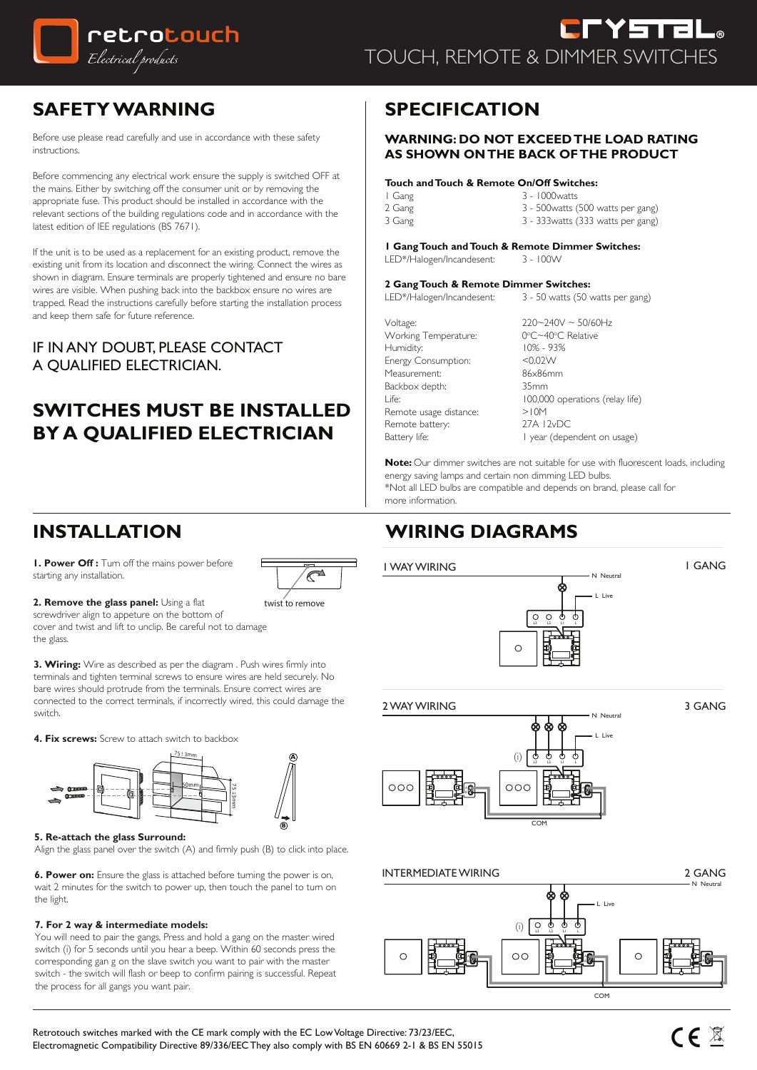retrotouch
*Electrical products*

CRYSTAL®
TOUCH, REMOTE & DIMMER SWITCHES

## SAFETY WARNING

Before use please read carefully and use in accordance with these safety instructions.

Before commencing any electrical work ensure the supply is switched OFF at the mains. Either by switching off the consumer unit or by removing the appropriate fuse. This product should be installed in accordance with the relevant sections of the building regulations code and in accordance with the latest edition of IEE regulations (BS 7671).

If the unit is to be used as a replacement for an existing product, remove the existing unit from its location and disconnect the wiring. Connect the wires as shown in diagram. Ensure terminals are properly tightened and ensure no bare wires are visible. When pushing back into the backbox ensure no wires are trapped. Read the instructions carefully before starting the installation process and keep them safe for future reference.

IF IN ANY DOUBT, PLEASE CONTACT A QUALIFIED ELECTRICIAN.

**SWITCHES MUST BE INSTALLED BY A QUALIFIED ELECTRICIAN**

## SPECIFICATION

**WARNING: DO NOT EXCEED THE LOAD RATING AS SHOWN ON THE BACK OF THE PRODUCT**

**Touch and Touch & Remote On/Off Switches:**

| | |
|---|---|
| 1 Gang | 3 - 1000watts |
| 2 Gang | 3 - 500watts (500 watts per gang) |
| 3 Gang | 3 - 333watts (333 watts per gang) |

**1 Gang Touch and Touch & Remote Dimmer Switches:**

| | |
|---|---|
| LED*/Halogen/Incandescent: | 3 - 100W |

**2 Gang Touch & Remote Dimmer Switches:**

| | |
|---|---|
| LED*/Halogen/Incandescent: | 3 - 50 watts (50 watts per gang) |

| | |
|---|---|
| Voltage: | 220~240V ~ 50/60Hz |
| Working Temperature: | 0°C~40°C Relative |
| Humidity: | 10% - 93% |
| Energy Consumption: | <0.02W |
| Measurement: | 86x86mm |
| Backbox depth: | 35mm |
| Life: | 100,000 operations (relay life) |
| Remote usage distance: | >10M |
| Remote battery: | 27A 12vDC |
| Battery life: | 1 year (dependent on usage) |

**Note:** Our dimmer switches are not suitable for use with fluorescent loads, including energy saving lamps and certain non dimming LED bulbs.
*Not all LED bulbs are compatible and depends on brand, please call for more information.

## INSTALLATION

**1. Power Off :** Turn off the mains power before starting any installation.

twist to remove

**2. Remove the glass panel:** Using a flat screwdriver align to appeture on the bottom of cover and twist and lift to unclip. Be careful not to damage the glass.

**3. Wiring:** Wire as described as per the diagram . Push wires firmly into terminals and tighten terminal screws to ensure wires are held securely. No bare wires should protrude from the terminals. Ensure correct wires are connected to the correct terminals, if incorrectly wired, this could damage the switch.

**4. Fix screws:** Screw to attach switch to backbox

75±3mm
50mm
75±3mm
A
B

**5. Re-attach the glass Surround:**
Align the glass panel over the switch (A) and firmly push (B) to click into place.

**6. Power on:** Ensure the glass is attached before turning the power is on, wait 2 minutes for the switch to power up, then touch the panel to turn on the light.

**7. For 2 way & intermediate models:**
You will need to pair the gangs, Press and hold a gang on the master wired switch (i) for 5 seconds until you hear a beep. Within 60 seconds press the corresponding gan g on the slave switch you want to pair with the master switch - the switch will flash or beep to confirm pairing is successful. Repeat the process for all gangs you want pair.

## WIRING DIAGRAMS

1 WAY WIRING — 1 GANG

N Neutral
L Live
L3 L2 L1 L

2 WAY WIRING — 3 GANG

N Neutral
L Live
(i)
L3 L2 L1 L
COM

INTERMEDIATE WIRING — 2 GANG

N Neutral
L Live
(i)
L3 L2 L1 L
COM

Retrotouch switches marked with the CE mark comply with the EC Low Voltage Directive: 73/23/EEC, Electromagnetic Compatibility Directive 89/336/EEC They also comply with BS EN 60669 2-1 & BS EN 55015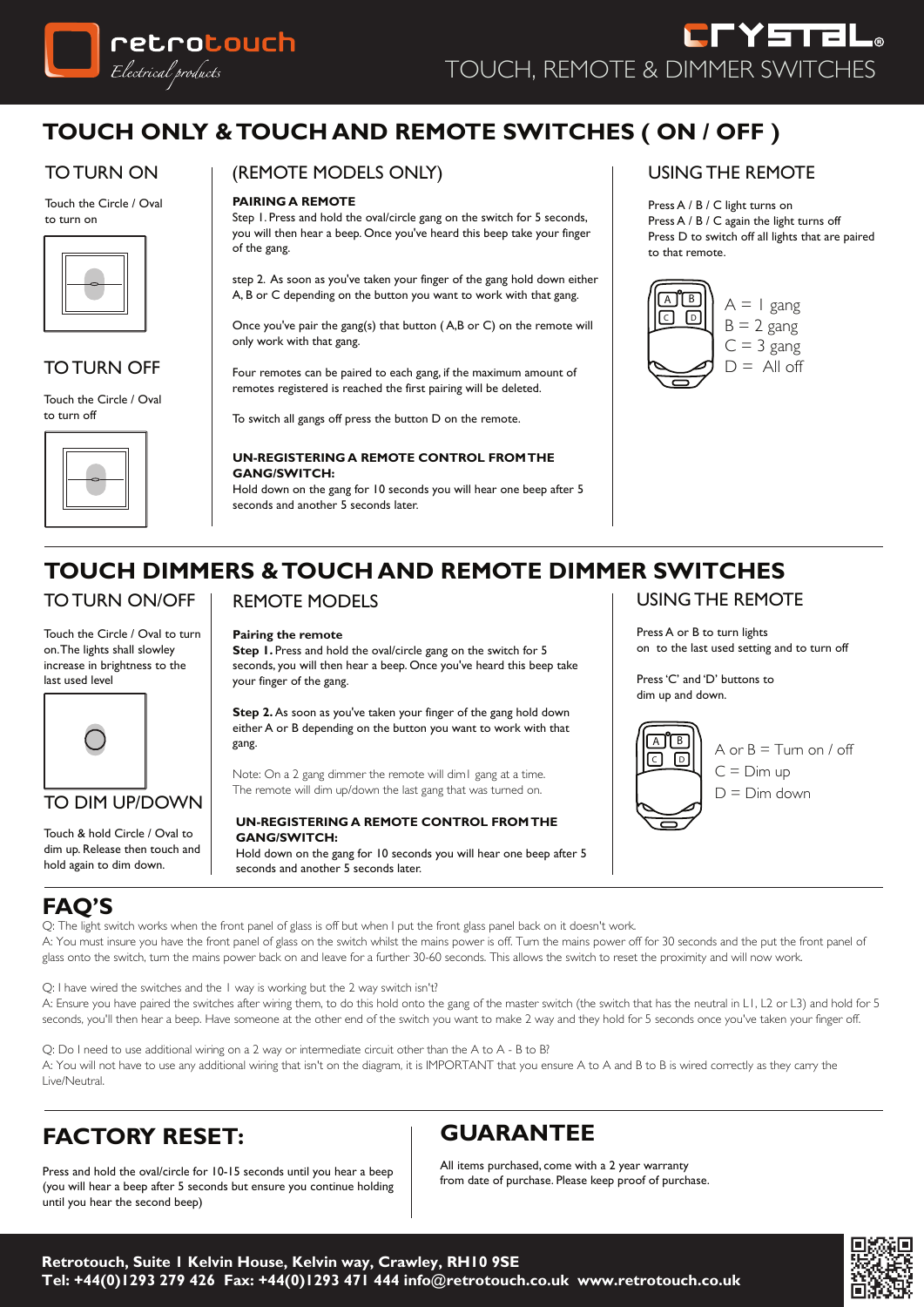retrotouch
*Electrical products*

CRYSTAL®
TOUCH, REMOTE & DIMMER SWITCHES

# TOUCH ONLY & TOUCH AND REMOTE SWITCHES ( ON / OFF )

## TO TURN ON

Touch the Circle / Oval to turn on

## TO TURN OFF

Touch the Circle / Oval to turn off

## (REMOTE MODELS ONLY)

**PAIRING A REMOTE**

Step 1. Press and hold the oval/circle gang on the switch for 5 seconds, you will then hear a beep. Once you've heard this beep take your finger of the gang.

step 2. As soon as you've taken your finger of the gang hold down either A, B or C depending on the button you want to work with that gang.

Once you've pair the gang(s) that button ( A,B or C) on the remote will only work with that gang.

Four remotes can be paired to each gang, if the maximum amount of remotes registered is reached the first pairing will be deleted.

To switch all gangs off press the button D on the remote.

**UN-REGISTERING A REMOTE CONTROL FROM THE GANG/SWITCH:**

Hold down on the gang for 10 seconds you will hear one beep after 5 seconds and another 5 seconds later.

## USING THE REMOTE

Press A / B / C light turns on
Press A / B / C again the light turns off
Press D to switch off all lights that are paired to that remote.

A = 1 gang
B = 2 gang
C = 3 gang
D = All off

# TOUCH DIMMERS & TOUCH AND REMOTE DIMMER SWITCHES

## TO TURN ON/OFF

Touch the Circle / Oval to turn on. The lights shall slowley increase in brightness to the last used level

## TO DIM UP/DOWN

Touch & hold Circle / Oval to dim up. Release then touch and hold again to dim down.

## REMOTE MODELS

**Pairing the remote**

**Step 1.** Press and hold the oval/circle gang on the switch for 5 seconds, you will then hear a beep. Once you've heard this beep take your finger of the gang.

**Step 2.** As soon as you've taken your finger of the gang hold down either A or B depending on the button you want to work with that gang.

Note: On a 2 gang dimmer the remote will dim1 gang at a time. The remote will dim up/down the last gang that was turned on.

**UN-REGISTERING A REMOTE CONTROL FROM THE GANG/SWITCH:**

Hold down on the gang for 10 seconds you will hear one beep after 5 seconds and another 5 seconds later.

## USING THE REMOTE

Press A or B to turn lights on to the last used setting and to turn off

Press 'C' and 'D' buttons to dim up and down.

A or B = Turn on / off
C = Dim up
D = Dim down

# FAQ'S

Q: The light switch works when the front panel of glass is off but when I put the front glass panel back on it doesn't work.
A: You must insure you have the front panel of glass on the switch whilst the mains power is off. Turn the mains power off for 30 seconds and the put the front panel of glass onto the switch, turn the mains power back on and leave for a further 30-60 seconds. This allows the switch to reset the proximity and will now work.

Q: I have wired the switches and the 1 way is working but the 2 way switch isn't?
A: Ensure you have paired the switches after wiring them, to do this hold onto the gang of the master switch (the switch that has the neutral in L1, L2 or L3) and hold for 5 seconds, you'll then hear a beep. Have someone at the other end of the switch you want to make 2 way and they hold for 5 seconds once you've taken your finger off.

Q: Do I need to use additional wiring on a 2 way or intermediate circuit other than the A to A - B to B?
A: You will not have to use any additional wiring that isn't on the diagram, it is IMPORTANT that you ensure A to A and B to B is wired correctly as they carry the Live/Neutral.

# FACTORY RESET:

Press and hold the oval/circle for 10-15 seconds until you hear a beep (you will hear a beep after 5 seconds but ensure you continue holding until you hear the second beep)

# GUARANTEE

All items purchased, come with a 2 year warranty from date of purchase. Please keep proof of purchase.

**Retrotouch, Suite 1 Kelvin House, Kelvin way, Crawley, RH10 9SE**
**Tel: +44(0)1293 279 426 Fax: +44(0)1293 471 444 info@retrotouch.co.uk www.retrotouch.co.uk**